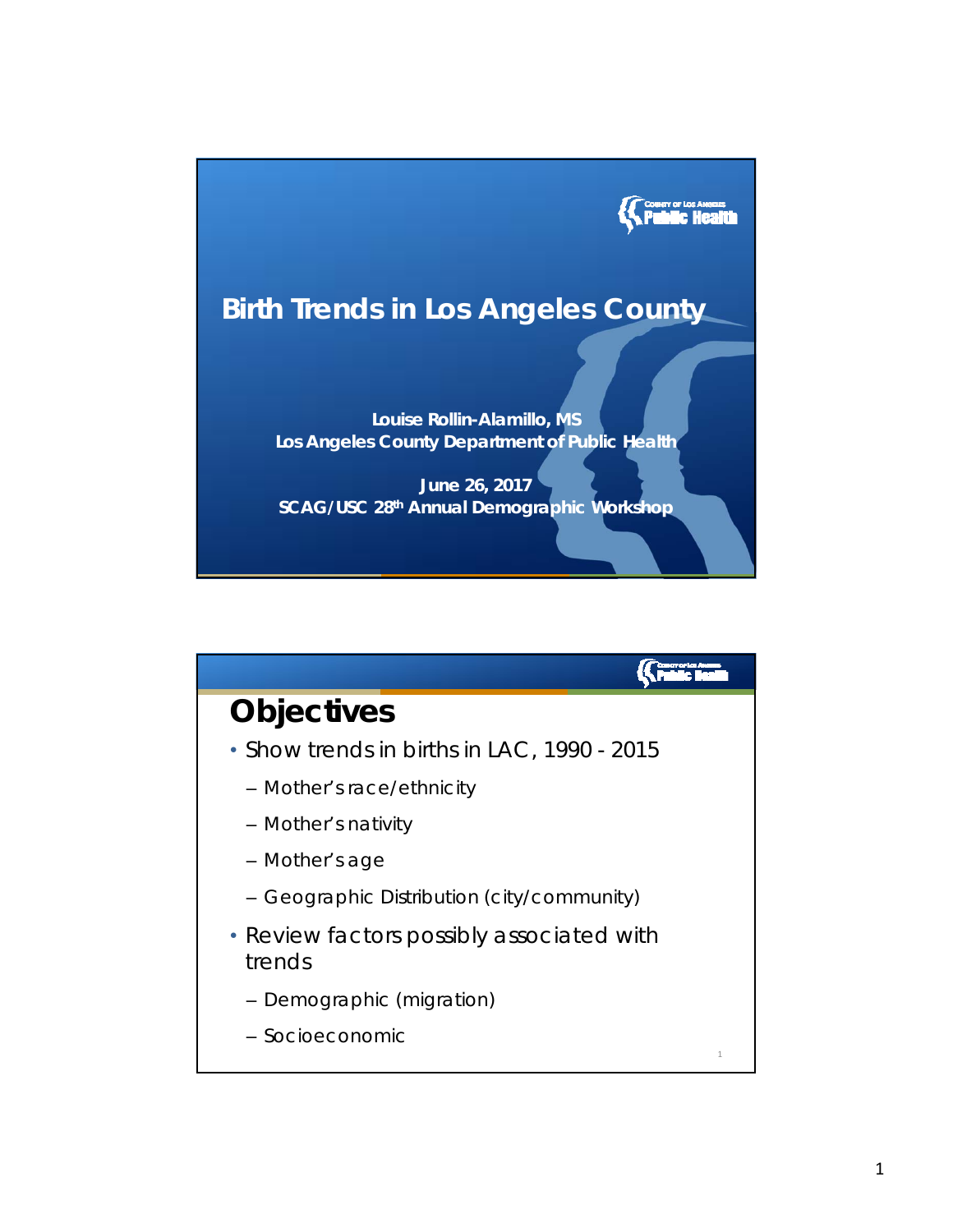# Birth Trends in Los Angeles County

**Louise Rollin-Alamillo, MS**
**Los Angeles County Department of Public Health**

**June 26, 2017**
**SCAG/USC 28th Annual Demographic Workshop**

## Objectives

- Show trends in births in LAC, 1990 - 2015
  - Mother's race/ethnicity
  - Mother's nativity
  - Mother's age
  - Geographic Distribution (city/community)
- Review factors possibly associated with trends
  - Demographic (migration)
  - Socioeconomic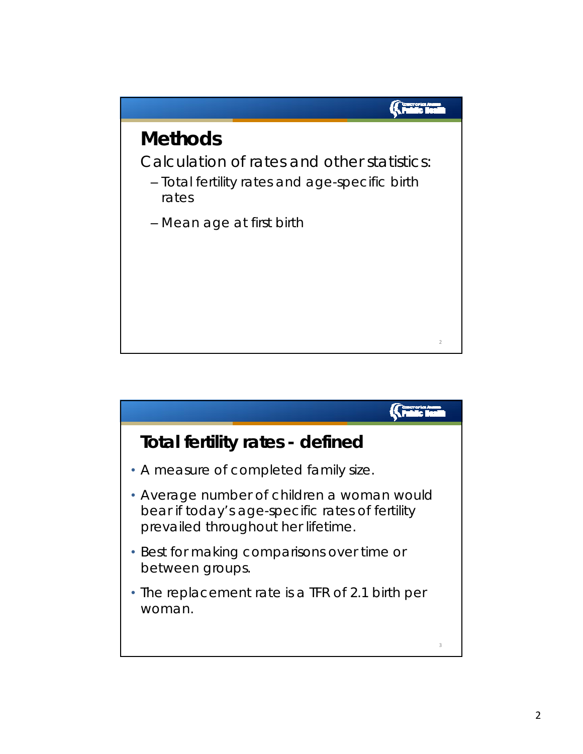## Methods

Calculation of rates and other statistics:

- Total fertility rates and age-specific birth rates
- Mean age at first birth

## Total fertility rates - defined

- A measure of completed family size.
- Average number of children a woman would bear if today's age-specific rates of fertility prevailed throughout her lifetime.
- Best for making comparisons over time or between groups.
- The replacement rate is a TFR of 2.1 birth per woman.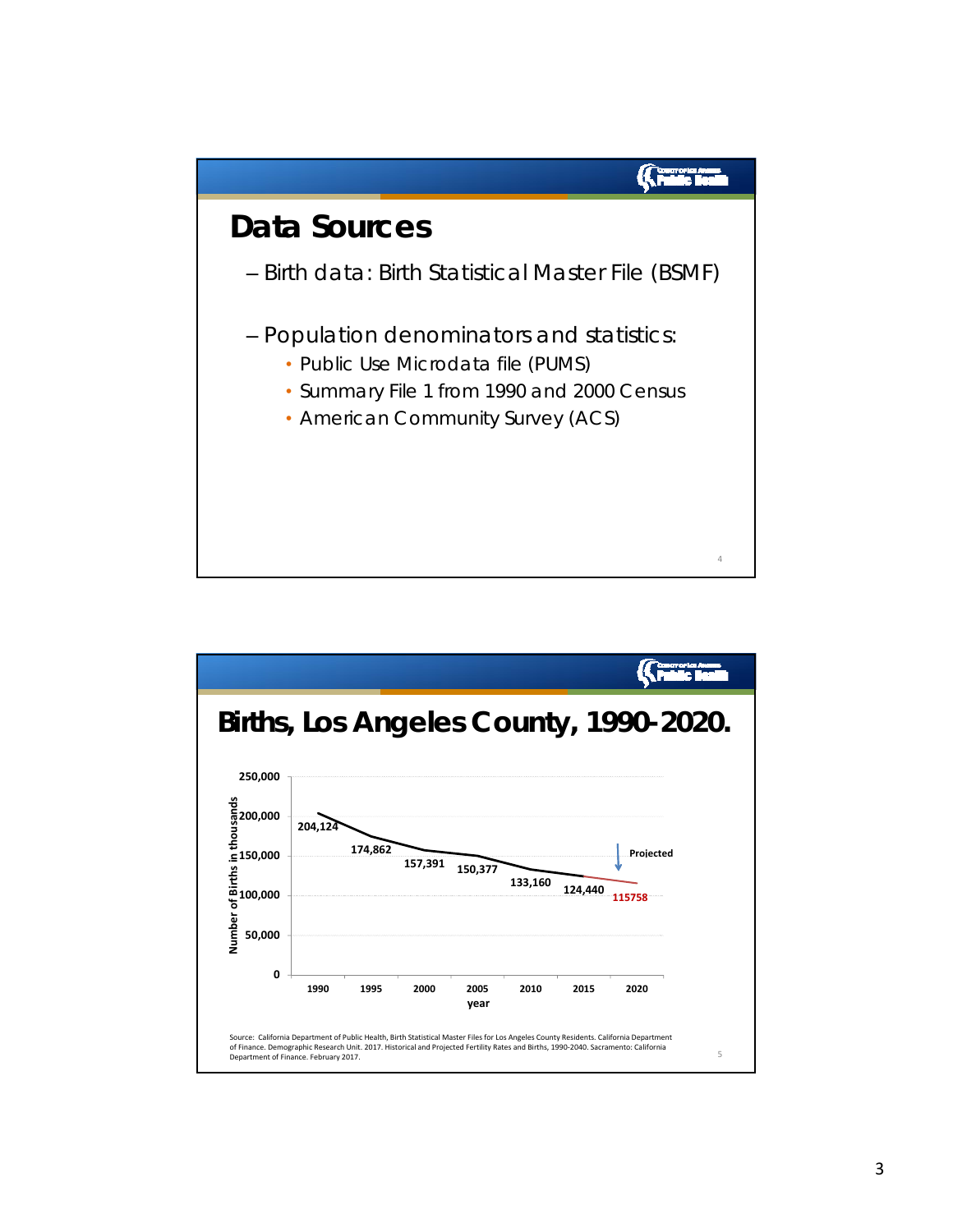## Data Sources

- Birth data: Birth Statistical Master File (BSMF)
- Population denominators and statistics:
  - Public Use Microdata file (PUMS)
  - Summary File 1 from 1990 and 2000 Census
  - American Community Survey (ACS)

## Births, Los Angeles County, 1990-2020.

250,000
200,000
150,000
100,000
50,000
0

Number of Births in thousands

204,124
174,862
157,391
150,377
133,160
124,440
115758

Projected

1990
1995
2000
2005
2010
2015
2020

year

Source: California Department of Public Health, Birth Statistical Master Files for Los Angeles County Residents. California Department of Finance. Demographic Research Unit. 2017. Historical and Projected Fertility Rates and Births, 1990-2040. Sacramento: California Department of Finance. February 2017.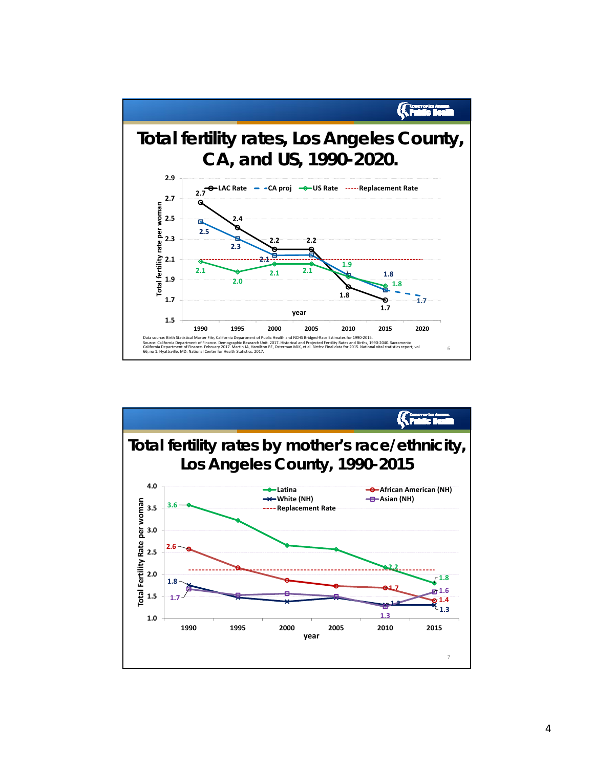## Total fertility rates, Los Angeles County, CA, and US, 1990-2020.

LAC Rate
CA proj
US Rate
Replacement Rate

Total fertility rate per woman

2.9
2.7
2.5
2.3
2.1
1.9
1.7
1.5

2.7
2.4
2.2
2.2
1.8
1.7
2.5
2.3
2.1
1.9
1.8
1.7
2.1
2.0
2.1
2.1
1.8

year

1990
1995
2000
2005
2010
2015
2020

Data source: Birth Statistical Master File, California Department of Public Health and NCHS Bridged-Race Estimates for 1990-2015.
Source: California Department of Finance. Demographic Research Unit. 2017. Historical and Projected Fertility Rates and Births, 1990-2040. Sacramento: California Department of Finance. February 2017. Martin JA, Hamilton BE, Osterman MJK, et al. Births: Final data for 2015. National vital statistics report; vol 66, no 1. Hyattsville, MD: National Center for Health Statistics. 2017.

## Total fertility rates by mother's race/ethnicity, Los Angeles County, 1990-2015

Latina
White (NH)
Replacement Rate
African American (NH)
Asian (NH)

Total Fertility Rate per woman

4.0
3.5
3.0
2.5
2.0
1.5
1.0

3.6
2.6
1.8
1.7
2.2
1.7
1.3
1.3
1.8
1.6
1.4
1.3

1990
1995
2000
2005
2010
2015

year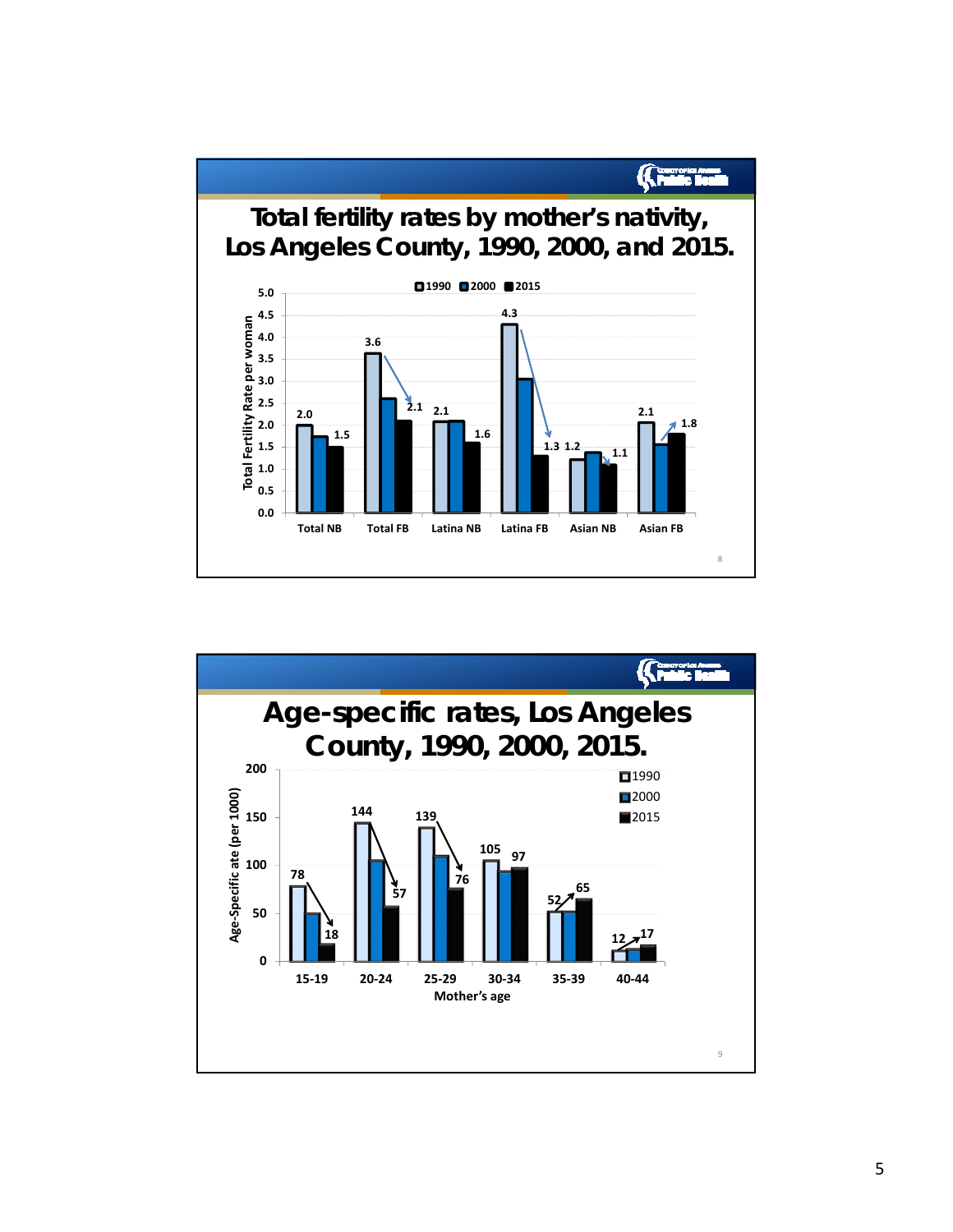## Total fertility rates by mother's nativity, Los Angeles County, 1990, 2000, and 2015.

1990 2000 2015

Total Fertility Rate per woman

5.0
4.5
4.0
3.5
3.0
2.5
2.0
1.5
1.0
0.5
0.0

2.0
1.5
3.6
2.1
2.1
1.6
4.3
1.3
1.2
1.1
2.1
1.8

Total NB
Total FB
Latina NB
Latina FB
Asian NB
Asian FB

## Age-specific rates, Los Angeles County, 1990, 2000, 2015.

1990
2000
2015

Age-Specific ate (per 1000)

200
150
100
50
0

78
18
144
57
139
76
105
97
52
65
12
17

15-19
20-24
25-29
30-34
35-39
40-44

Mother's age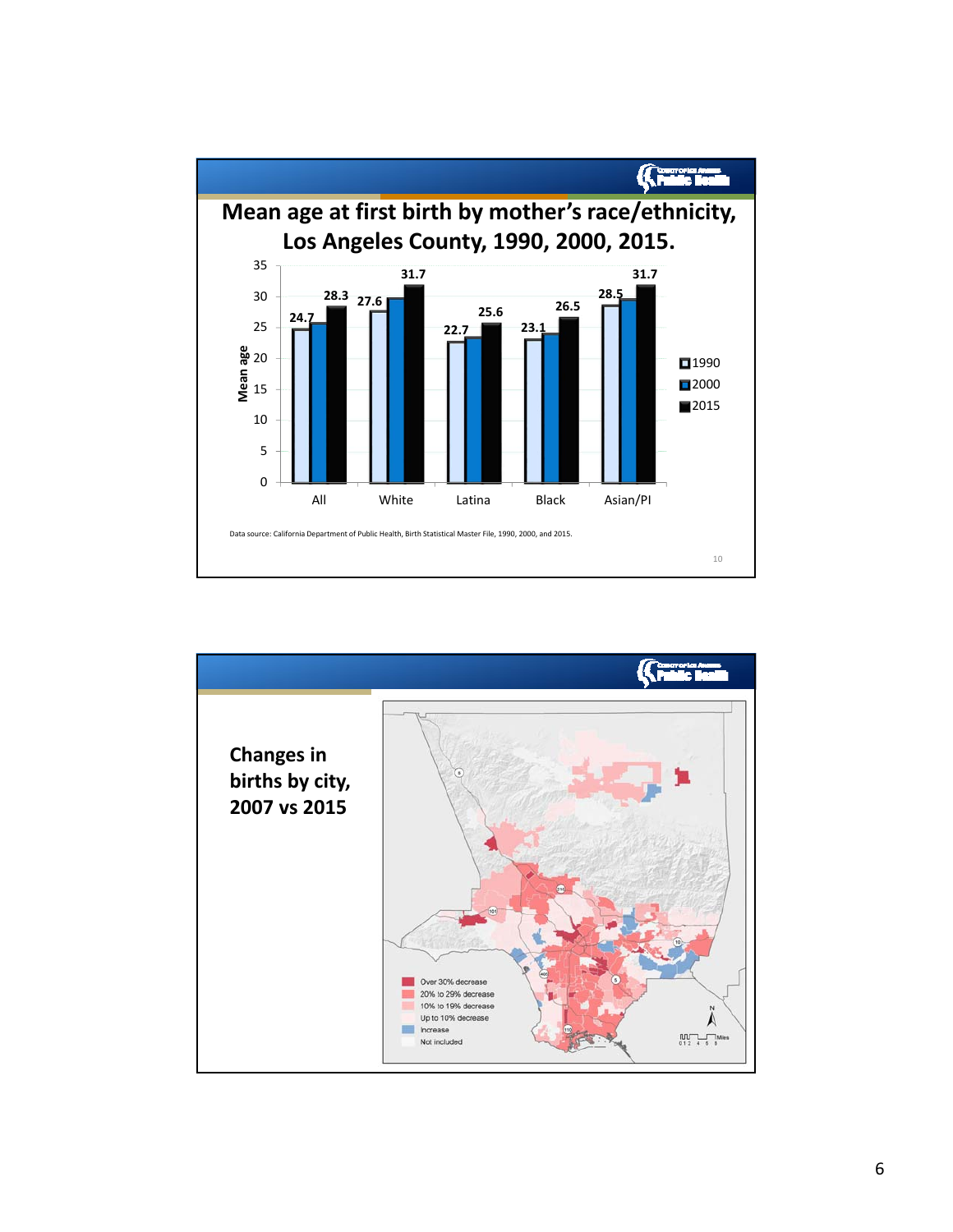## Mean age at first birth by mother's race/ethnicity, Los Angeles County, 1990, 2000, 2015.

Mean age

35
30
25
20
15
10
5
0

24.7
28.3
27.6
31.7
22.7
25.6
23.1
26.5
28.5
31.7

All
White
Latina
Black
Asian/PI

1990
2000
2015

Data source: California Department of Public Health, Birth Statistical Master File, 1990, 2000, and 2015.

## Changes in births by city, 2007 vs 2015

Over 30% decrease
20% to 29% decrease
10% to 19% decrease
Up to 10% decrease
Increase
Not included

Miles
0 1 2 4 6 8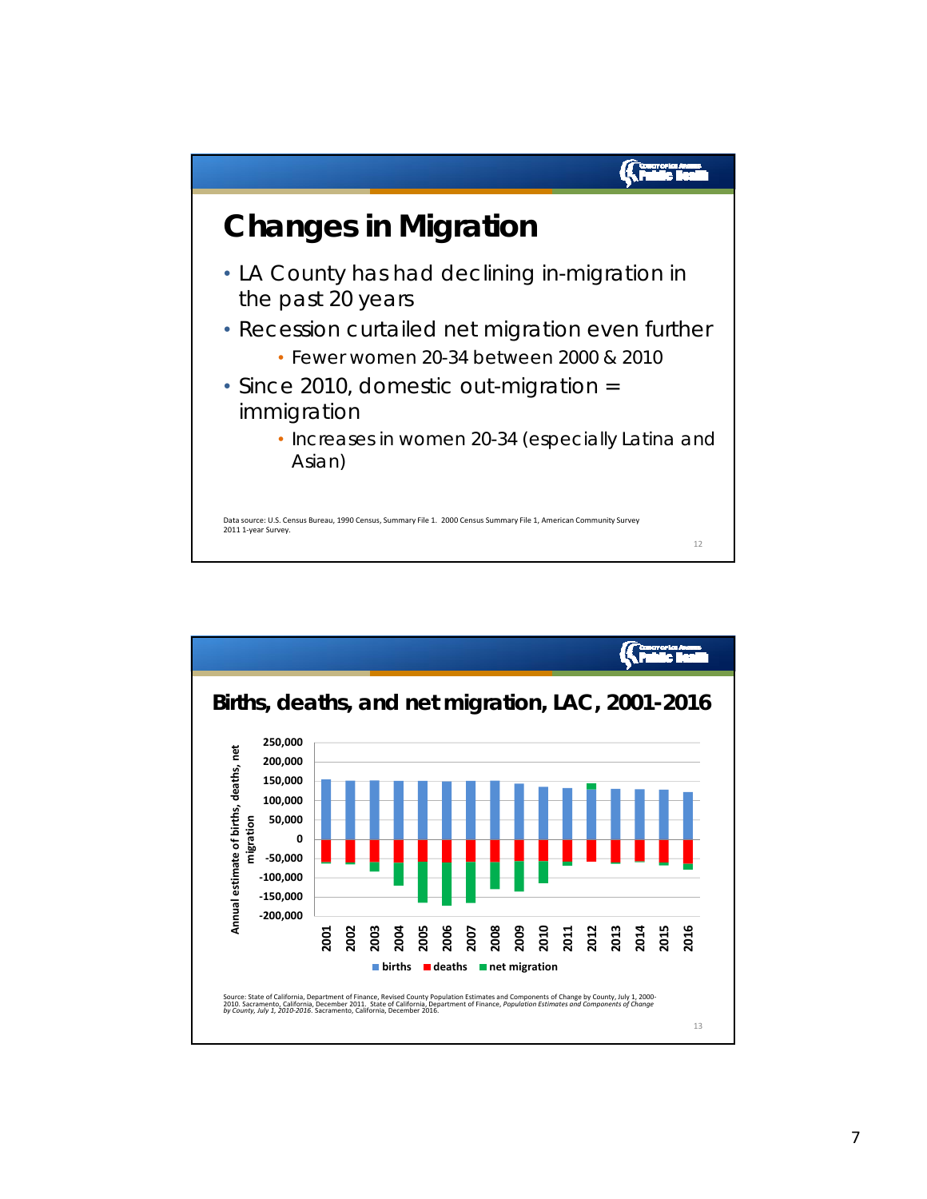## Changes in Migration

- LA County has had declining in-migration in the past 20 years
- Recession curtailed net migration even further
  - Fewer women 20-34 between 2000 & 2010
- Since 2010, domestic out-migration = immigration
  - Increases in women 20-34 (especially Latina and Asian)

Data source: U.S. Census Bureau, 1990 Census, Summary File 1. 2000 Census Summary File 1, American Community Survey 2011 1-year Survey.

## Births, deaths, and net migration, LAC, 2001-2016

Annual estimate of births, deaths, net migration

250,000
200,000
150,000
100,000
50,000
0
-50,000
-100,000
-150,000
-200,000

2001 2002 2003 2004 2005 2006 2007 2008 2009 2010 2011 2012 2013 2014 2015 2016

births deaths net migration

Source: State of California, Department of Finance, Revised County Population Estimates and Components of Change by County, July 1, 2000-2010. Sacramento, California, December 2011. State of California, Department of Finance, *Population Estimates and Components of Change by County, July 1, 2010-2016*. Sacramento, California, December 2016.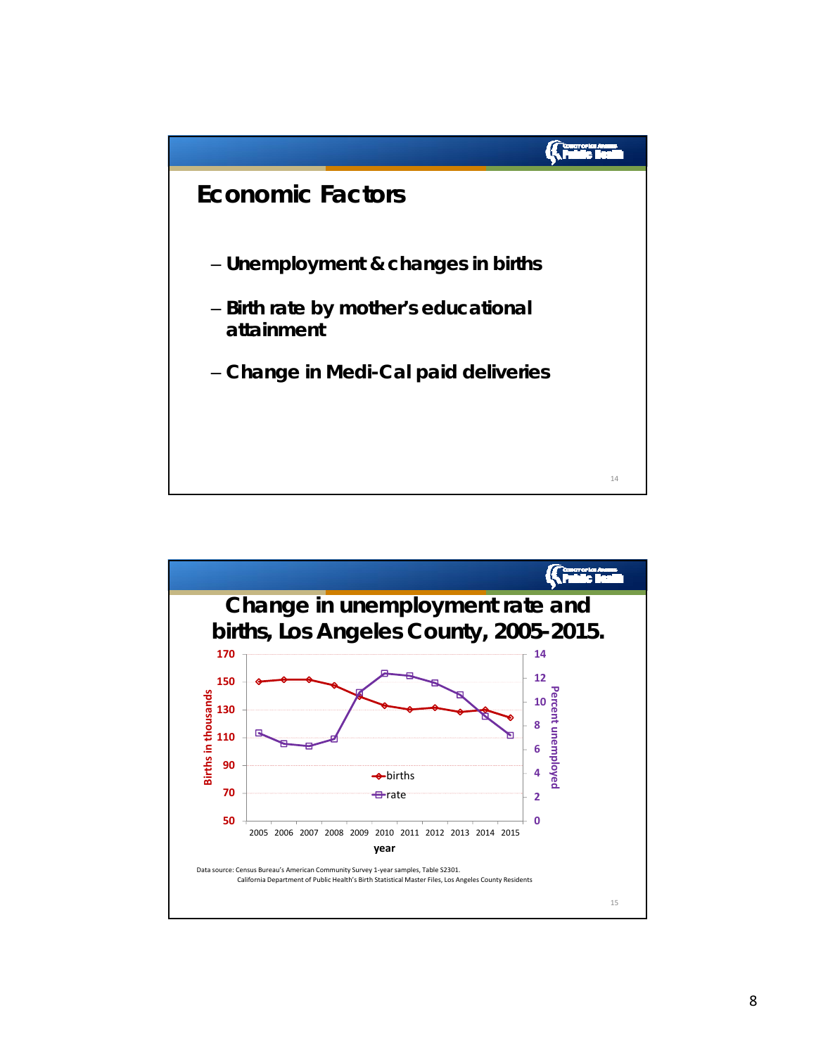## Economic Factors

- Unemployment & changes in births
- Birth rate by mother's educational attainment
- Change in Medi-Cal paid deliveries

## Change in unemployment rate and births, Los Angeles County, 2005-2015.

Births in thousands

170
150
130
110
90
70
50

Percent unemployed

14
12
10
8
6
4
2
0

births
rate

2005 2006 2007 2008 2009 2010 2011 2012 2013 2014 2015

year

Data source: Census Bureau's American Community Survey 1-year samples, Table S2301.
California Department of Public Health's Birth Statistical Master Files, Los Angeles County Residents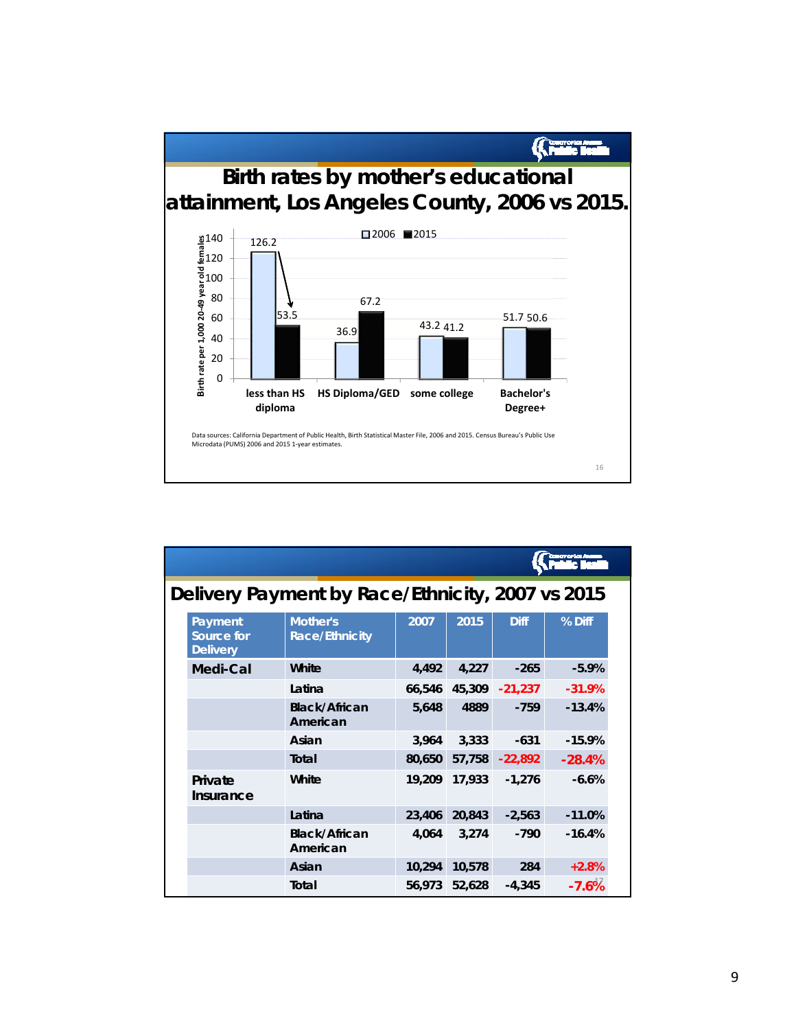## Birth rates by mother's educational attainment, Los Angeles County, 2006 vs 2015.

Birth rate per 1,000 20-49 year old females

140
120
100
80
60
40
20
0

2006 2015

126.2
53.5
36.9
67.2
43.2 41.2
51.7 50.6

less than HS diploma
HS Diploma/GED
some college
Bachelor's Degree+

Data sources: California Department of Public Health, Birth Statistical Master File, 2006 and 2015. Census Bureau's Public Use Microdata (PUMS) 2006 and 2015 1-year estimates.

## Delivery Payment by Race/Ethnicity, 2007 vs 2015

| Payment Source for Delivery | Mother's Race/Ethnicity | 2007 | 2015 | Diff | % Diff |
|---|---|---|---|---|---|
| Medi-Cal | White | 4,492 | 4,227 | -265 | -5.9% |
| | Latina | 66,546 | 45,309 | -21,237 | -31.9% |
| | Black/African American | 5,648 | 4889 | -759 | -13.4% |
| | Asian | 3,964 | 3,333 | -631 | -15.9% |
| | Total | 80,650 | 57,758 | -22,892 | -28.4% |
| Private Insurance | White | 19,209 | 17,933 | -1,276 | -6.6% |
| | Latina | 23,406 | 20,843 | -2,563 | -11.0% |
| | Black/African American | 4,064 | 3,274 | -790 | -16.4% |
| | Asian | 10,294 | 10,578 | 284 | +2.8% |
| | Total | 56,973 | 52,628 | -4,345 | -7.6% |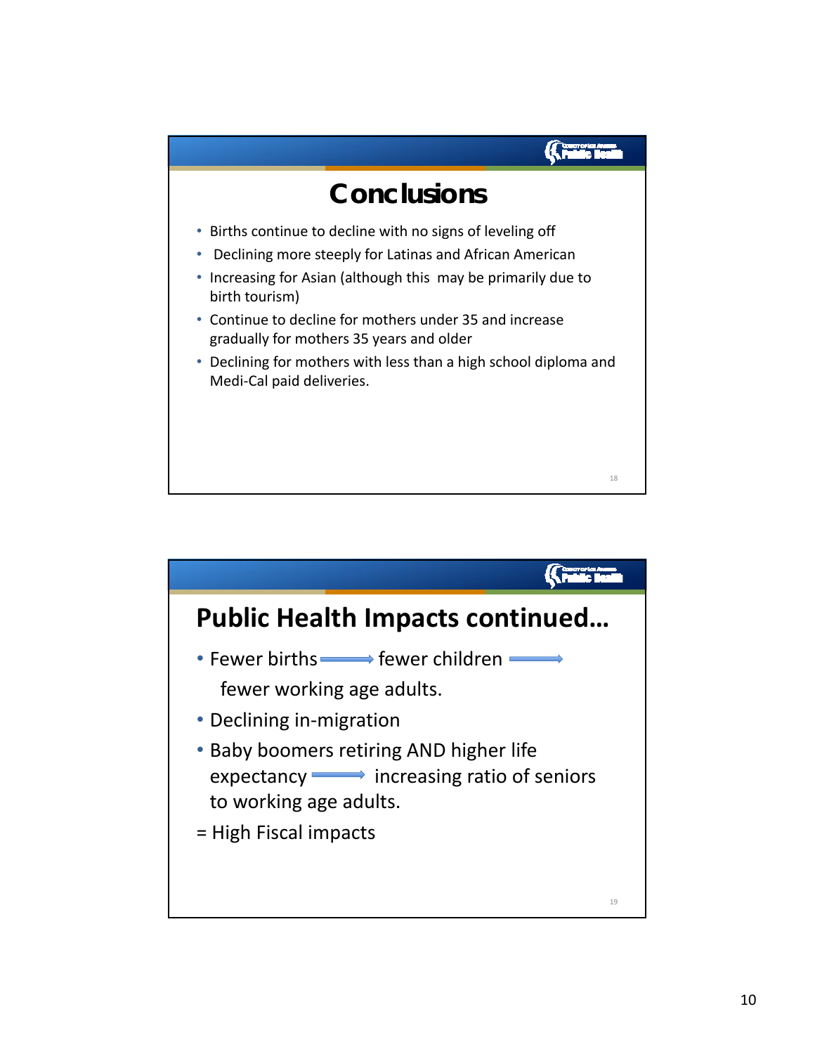# Conclusions

- Births continue to decline with no signs of leveling off
- Declining more steeply for Latinas and African American
- Increasing for Asian (although this may be primarily due to birth tourism)
- Continue to decline for mothers under 35 and increase gradually for mothers 35 years and older
- Declining for mothers with less than a high school diploma and Medi-Cal paid deliveries.

# Public Health Impacts continued…

- Fewer births → fewer children → fewer working age adults.
- Declining in-migration
- Baby boomers retiring AND higher life expectancy → increasing ratio of seniors to working age adults.

= High Fiscal impacts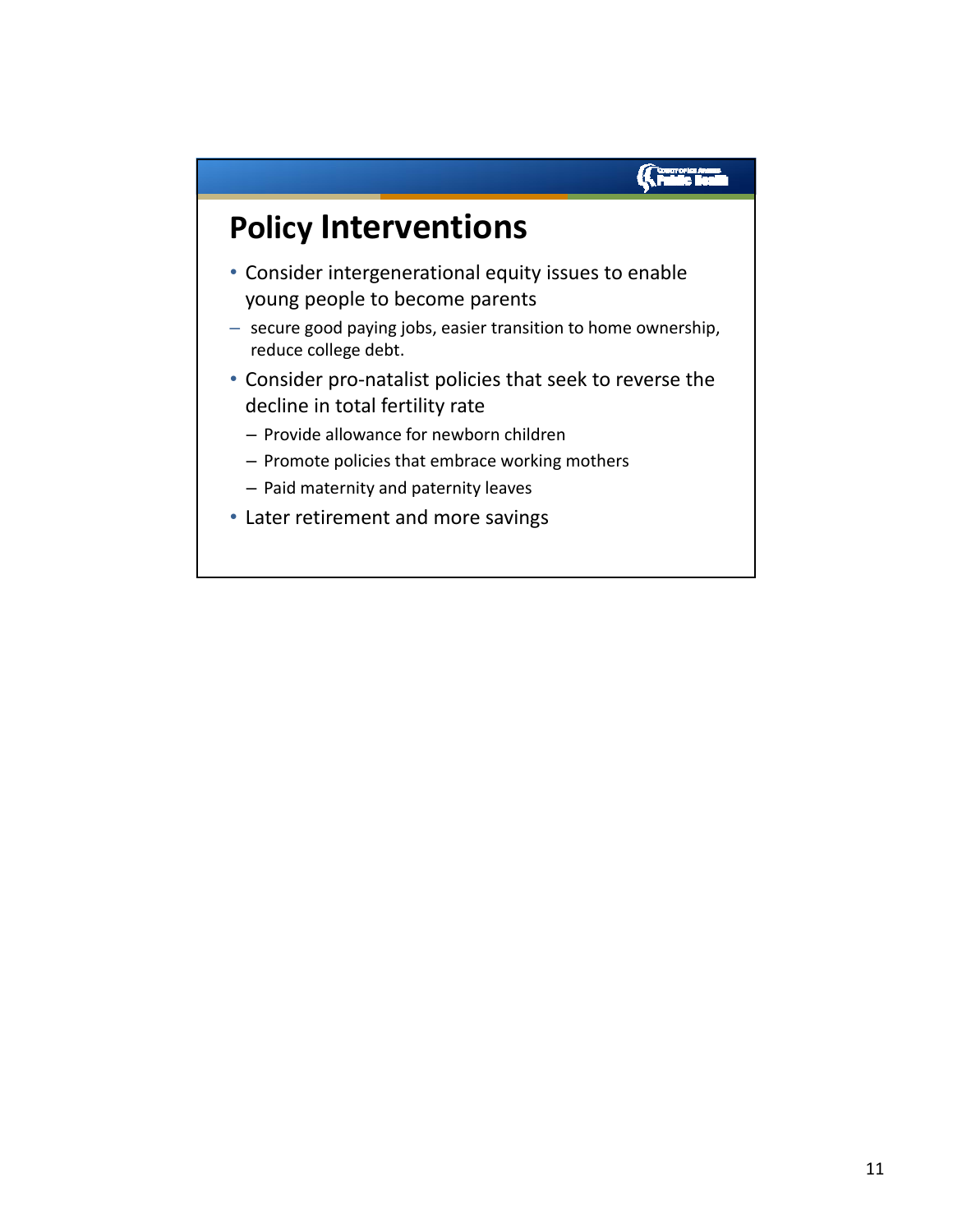# Policy Interventions

- Consider intergenerational equity issues to enable young people to become parents
  - secure good paying jobs, easier transition to home ownership, reduce college debt.
- Consider pro-natalist policies that seek to reverse the decline in total fertility rate
  - Provide allowance for newborn children
  - Promote policies that embrace working mothers
  - Paid maternity and paternity leaves
- Later retirement and more savings